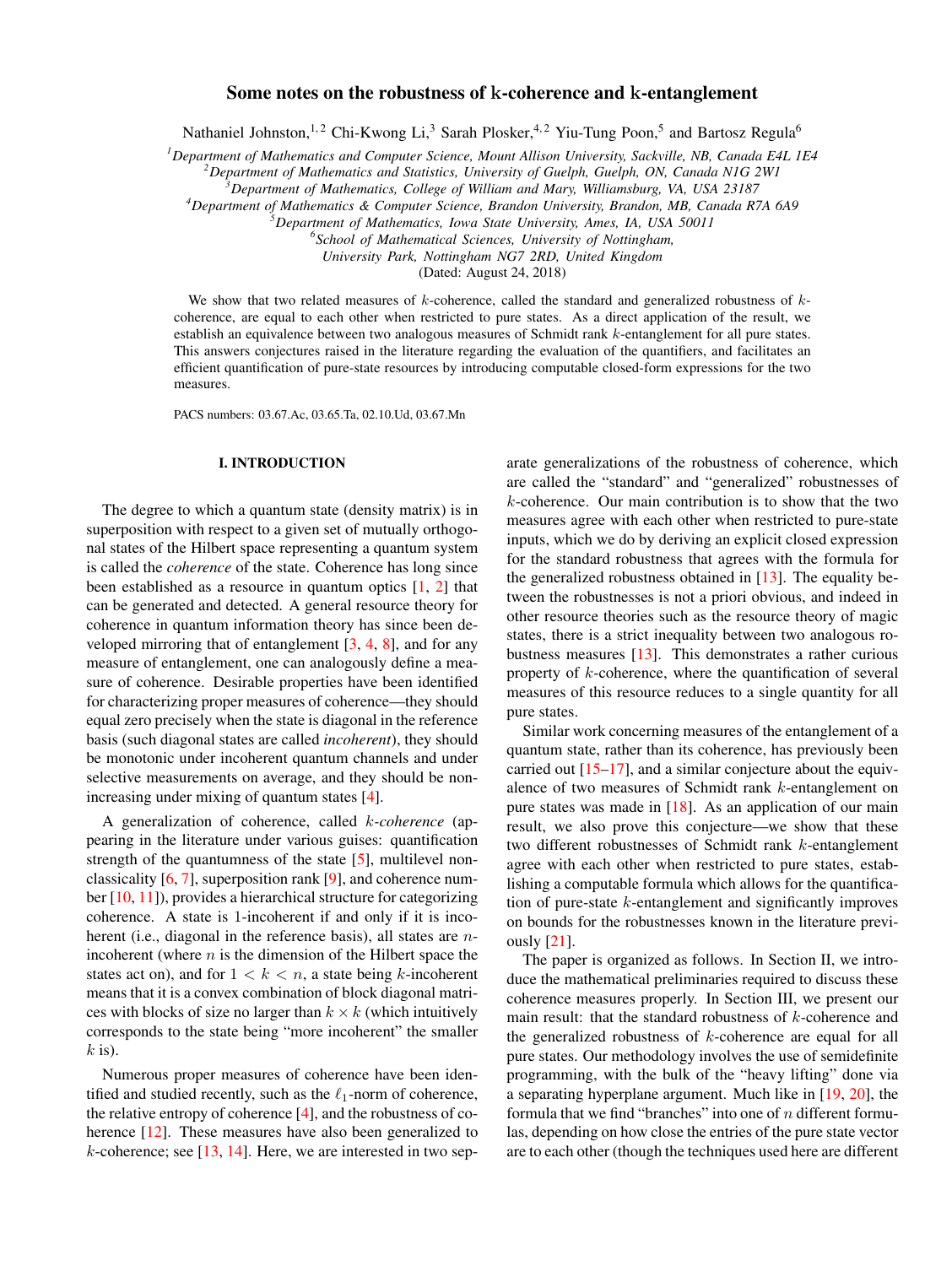# Some notes on the robustness of k-coherence and k-entanglement

Nathaniel Johnston,[1,2] Chi-Kwong Li,[3] Sarah Plosker,[4,2] Yiu-Tung Poon,[5] and Bartosz Regula[6]

[1]*Department of Mathematics and Computer Science, Mount Allison University, Sackville, NB, Canada E4L 1E4*
[2]*Department of Mathematics and Statistics, University of Guelph, Guelph, ON, Canada N1G 2W1*
[3]*Department of Mathematics, College of William and Mary, Williamsburg, VA, USA 23187*
[4]*Department of Mathematics & Computer Science, Brandon University, Brandon, MB, Canada R7A 6A9*
[5]*Department of Mathematics, Iowa State University, Ames, IA, USA 50011*
[6]*School of Mathematical Sciences, University of Nottingham, University Park, Nottingham NG7 2RD, United Kingdom*

(Dated: August 24, 2018)

We show that two related measures of $k$-coherence, called the standard and generalized robustness of $k$-coherence, are equal to each other when restricted to pure states. As a direct application of the result, we establish an equivalence between two analogous measures of Schmidt rank $k$-entanglement for all pure states. This answers conjectures raised in the literature regarding the evaluation of the quantifiers, and facilitates an efficient quantification of pure-state resources by introducing computable closed-form expressions for the two measures.

PACS numbers: 03.67.Ac, 03.65.Ta, 02.10.Ud, 03.67.Mn

## I. INTRODUCTION

The degree to which a quantum state (density matrix) is in superposition with respect to a given set of mutually orthogonal states of the Hilbert space representing a quantum system is called the *coherence* of the state. Coherence has long since been established as a resource in quantum optics [1, 2] that can be generated and detected. A general resource theory for coherence in quantum information theory has since been developed mirroring that of entanglement [3, 4, 8], and for any measure of entanglement, one can analogously define a measure of coherence. Desirable properties have been identified for characterizing proper measures of coherence—they should equal zero precisely when the state is diagonal in the reference basis (such diagonal states are called *incoherent*), they should be monotonic under incoherent quantum channels and under selective measurements on average, and they should be non-increasing under mixing of quantum states [4].

A generalization of coherence, called $k$-*coherence* (appearing in the literature under various guises: quantification strength of the quantumness of the state [5], multilevel nonclassicality [6, 7], superposition rank [9], and coherence number [10, 11]), provides a hierarchical structure for categorizing coherence. A state is 1-incoherent if and only if it is incoherent (i.e., diagonal in the reference basis), all states are $n$-incoherent (where $n$ is the dimension of the Hilbert space the states act on), and for $1 < k < n$, a state being $k$-incoherent means that it is a convex combination of block diagonal matrices with blocks of size no larger than $k \times k$ (which intuitively corresponds to the state being "more incoherent" the smaller $k$ is).

Numerous proper measures of coherence have been identified and studied recently, such as the $\ell_1$-norm of coherence, the relative entropy of coherence [4], and the robustness of coherence [12]. These measures have also been generalized to $k$-coherence; see [13, 14]. Here, we are interested in two separate generalizations of the robustness of coherence, which are called the "standard" and "generalized" robustnesses of $k$-coherence. Our main contribution is to show that the two measures agree with each other when restricted to pure-state inputs, which we do by deriving an explicit closed expression for the standard robustness that agrees with the formula for the generalized robustness obtained in [13]. The equality between the robustnesses is not a priori obvious, and indeed in other resource theories such as the resource theory of magic states, there is a strict inequality between two analogous robustness measures [13]. This demonstrates a rather curious property of $k$-coherence, where the quantification of several measures of this resource reduces to a single quantity for all pure states.

Similar work concerning measures of the entanglement of a quantum state, rather than its coherence, has previously been carried out [15–17], and a similar conjecture about the equivalence of two measures of Schmidt rank $k$-entanglement on pure states was made in [18]. As an application of our main result, we also prove this conjecture—we show that these two different robustnesses of Schmidt rank $k$-entanglement agree with each other when restricted to pure states, establishing a computable formula which allows for the quantification of pure-state $k$-entanglement and significantly improves on bounds for the robustnesses known in the literature previously [21].

The paper is organized as follows. In Section II, we introduce the mathematical preliminaries required to discuss these coherence measures properly. In Section III, we present our main result: that the standard robustness of $k$-coherence and the generalized robustness of $k$-coherence are equal for all pure states. Our methodology involves the use of semidefinite programming, with the bulk of the "heavy lifting" done via a separating hyperplane argument. Much like in [19, 20], the formula that we find "branches" into one of $n$ different formulas, depending on how close the entries of the pure state vector are to each other (though the techniques used here are different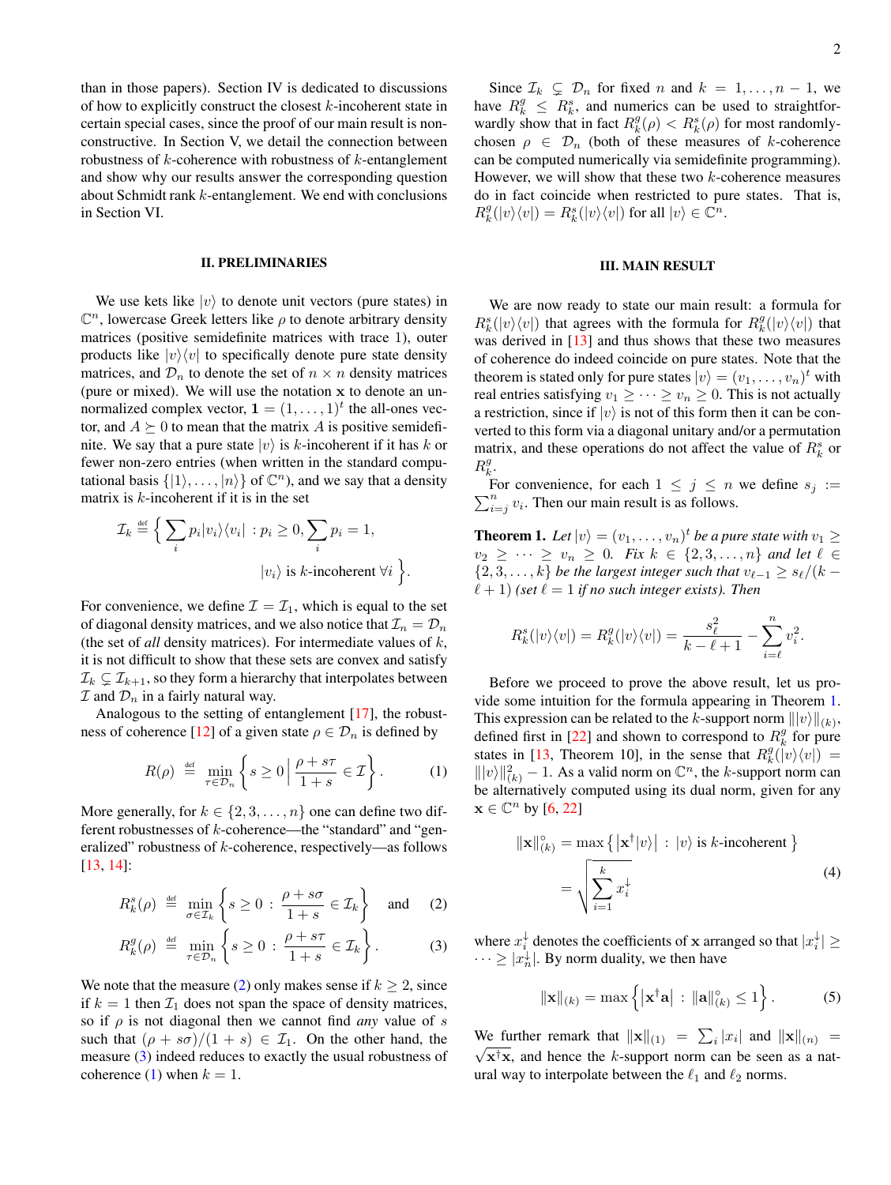than in those papers). Section IV is dedicated to discussions of how to explicitly construct the closest $k$-incoherent state in certain special cases, since the proof of our main result is non-constructive. In Section V, we detail the connection between robustness of $k$-coherence with robustness of $k$-entanglement and show why our results answer the corresponding question about Schmidt rank $k$-entanglement. We end with conclusions in Section VI.

## II. PRELIMINARIES

We use kets like $|v\rangle$ to denote unit vectors (pure states) in $\mathbb{C}^n$, lowercase Greek letters like $\rho$ to denote arbitrary density matrices (positive semidefinite matrices with trace 1), outer products like $|v\rangle\langle v|$ to specifically denote pure state density matrices, and $\mathcal{D}_n$ to denote the set of $n \times n$ density matrices (pure or mixed). We will use the notation $\mathbf{x}$ to denote an unnormalized complex vector, $\mathbf{1} = (1, \ldots, 1)^t$ the all-ones vector, and $A \succeq 0$ to mean that the matrix $A$ is positive semidefinite. We say that a pure state $|v\rangle$ is $k$-incoherent if it has $k$ or fewer non-zero entries (when written in the standard computational basis $\{|1\rangle, \ldots, |n\rangle\}$ of $\mathbb{C}^n$), and we say that a density matrix is $k$-incoherent if it is in the set

$$\mathcal{I}_k \stackrel{\text{def}}{=} \Big\{ \sum_i p_i |v_i\rangle\langle v_i| \ : p_i \geq 0, \sum_i p_i = 1, \\ |v_i\rangle \text{ is } k\text{-incoherent } \forall i \Big\}.$$

For convenience, we define $\mathcal{I} = \mathcal{I}_1$, which is equal to the set of diagonal density matrices, and we also notice that $\mathcal{I}_n = \mathcal{D}_n$ (the set of *all* density matrices). For intermediate values of $k$, it is not difficult to show that these sets are convex and satisfy $\mathcal{I}_k \subsetneq \mathcal{I}_{k+1}$, so they form a hierarchy that interpolates between $\mathcal{I}$ and $\mathcal{D}_n$ in a fairly natural way.

Analogous to the setting of entanglement [17], the robustness of coherence [12] of a given state $\rho \in \mathcal{D}_n$ is defined by

$$R(\rho) \ \stackrel{\text{def}}{=} \ \min_{\tau \in \mathcal{D}_n} \left\{ s \geq 0 \,\middle|\, \frac{\rho + s\tau}{1+s} \in \mathcal{I} \right\}. \tag{1}$$

More generally, for $k \in \{2, 3, \ldots, n\}$ one can define two different robustnesses of $k$-coherence—the "standard" and "generalized" robustness of $k$-coherence, respectively—as follows [13, 14]:

$$R_k^s(\rho) \ \stackrel{\text{def}}{=} \ \min_{\sigma \in \mathcal{I}_k} \left\{ s \geq 0 \ : \ \frac{\rho + s\sigma}{1+s} \in \mathcal{I}_k \right\} \quad \text{and} \tag{2}$$

$$R_k^g(\rho) \ \stackrel{\text{def}}{=} \ \min_{\tau \in \mathcal{D}_n} \left\{ s \geq 0 \ : \ \frac{\rho + s\tau}{1+s} \in \mathcal{I}_k \right\}. \tag{3}$$

We note that the measure (2) only makes sense if $k \geq 2$, since if $k = 1$ then $\mathcal{I}_1$ does not span the space of density matrices, so if $\rho$ is not diagonal then we cannot find *any* value of $s$ such that $(\rho + s\sigma)/(1+s) \in \mathcal{I}_1$. On the other hand, the measure (3) indeed reduces to exactly the usual robustness of coherence (1) when $k = 1$.

Since $\mathcal{I}_k \subsetneq \mathcal{D}_n$ for fixed $n$ and $k = 1, \ldots, n-1$, we have $R_k^g \leq R_k^s$, and numerics can be used to straightforwardly show that in fact $R_k^g(\rho) < R_k^s(\rho)$ for most randomly-chosen $\rho \in \mathcal{D}_n$ (both of these measures of $k$-coherence can be computed numerically via semidefinite programming). However, we will show that these two $k$-coherence measures do in fact coincide when restricted to pure states. That is, $R_k^g(|v\rangle\langle v|) = R_k^s(|v\rangle\langle v|)$ for all $|v\rangle \in \mathbb{C}^n$.

## III. MAIN RESULT

We are now ready to state our main result: a formula for $R_k^s(|v\rangle\langle v|)$ that agrees with the formula for $R_k^g(|v\rangle\langle v|)$ that was derived in [13] and thus shows that these two measures of coherence do indeed coincide on pure states. Note that the theorem is stated only for pure states $|v\rangle = (v_1, \ldots, v_n)^t$ with real entries satisfying $v_1 \geq \cdots \geq v_n \geq 0$. This is not actually a restriction, since if $|v\rangle$ is not of this form then it can be converted to this form via a diagonal unitary and/or a permutation matrix, and these operations do not affect the value of $R_k^s$ or $R_k^g$.

For convenience, for each $1 \leq j \leq n$ we define $s_j := \sum_{i=j}^n v_i$. Then our main result is as follows.

**Theorem 1.** *Let $|v\rangle = (v_1, \ldots, v_n)^t$ be a pure state with $v_1 \geq v_2 \geq \cdots \geq v_n \geq 0$. Fix $k \in \{2, 3, \ldots, n\}$ and let $\ell \in \{2, 3, \ldots, k\}$ be the largest integer such that $v_{\ell-1} \geq s_\ell/(k - \ell + 1)$ (set $\ell = 1$ if no such integer exists). Then*

$$R_k^s(|v\rangle\langle v|) = R_k^g(|v\rangle\langle v|) = \frac{s_\ell^2}{k - \ell + 1} - \sum_{i=\ell}^n v_i^2.$$

Before we proceed to prove the above result, let us provide some intuition for the formula appearing in Theorem 1. This expression can be related to the $k$-support norm $\||v\rangle\|_{(k)}$, defined first in [22] and shown to correspond to $R_k^g$ for pure states in [13, Theorem 10], in the sense that $R_k^g(|v\rangle\langle v|) = \||v\rangle\|_{(k)}^2 - 1$. As a valid norm on $\mathbb{C}^n$, the $k$-support norm can be alternatively computed using its dual norm, given for any $\mathbf{x} \in \mathbb{C}^n$ by [6, 22]

$$\begin{aligned} \|\mathbf{x}\|_{(k)}^\circ &= \max\left\{ \left|\mathbf{x}^\dagger |v\rangle\right| \ : \ |v\rangle \text{ is } k\text{-incoherent} \right\} \\ &= \sqrt{\sum_{i=1}^k x_i^{\downarrow}} \end{aligned} \tag{4}$$

where $x_i^{\downarrow}$ denotes the coefficients of $\mathbf{x}$ arranged so that $|x_1^{\downarrow}| \geq \cdots \geq |x_n^{\downarrow}|$. By norm duality, we then have

$$\|\mathbf{x}\|_{(k)} = \max\left\{ \left|\mathbf{x}^\dagger \mathbf{a}\right| \ : \ \|\mathbf{a}\|_{(k)}^\circ \leq 1 \right\}. \tag{5}$$

We further remark that $\|\mathbf{x}\|_{(1)} = \sum_i |x_i|$ and $\|\mathbf{x}\|_{(n)} = \sqrt{\mathbf{x}^\dagger \mathbf{x}}$, and hence the $k$-support norm can be seen as a natural way to interpolate between the $\ell_1$ and $\ell_2$ norms.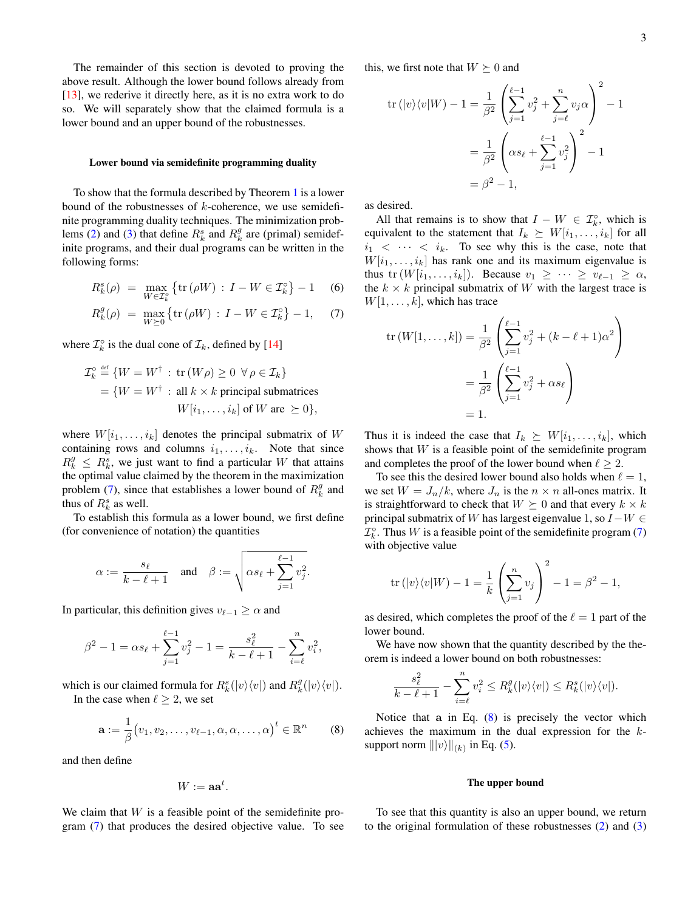The remainder of this section is devoted to proving the above result. Although the lower bound follows already from [13], we rederive it directly here, as it is no extra work to do so. We will separately show that the claimed formula is a lower bound and an upper bound of the robustnesses.

### Lower bound via semidefinite programming duality

To show that the formula described by Theorem 1 is a lower bound of the robustnesses of $k$-coherence, we use semidefinite programming duality techniques. The minimization problems (2) and (3) that define $R_k^s$ and $R_k^g$ are (primal) semidefinite programs, and their dual programs can be written in the following forms:

$$R_k^s(\rho) = \max_{W \in \mathcal{I}_k^\circ} \left\{ \mathrm{tr}\,(\rho W) \,:\, I - W \in \mathcal{I}_k^\circ \right\} - 1 \quad (6)$$

$$R_k^g(\rho) = \max_{W \succeq 0} \left\{ \mathrm{tr}\,(\rho W) \,:\, I - W \in \mathcal{I}_k^\circ \right\} - 1, \quad (7)$$

where $\mathcal{I}_k^\circ$ is the dual cone of $\mathcal{I}_k$, defined by [14]

$$\begin{aligned}\mathcal{I}_k^\circ &\stackrel{\text{def}}{=} \{W = W^\dagger \,:\, \mathrm{tr}\,(W\rho) \geq 0 \ \forall \rho \in \mathcal{I}_k\} \\ &= \{W = W^\dagger \,:\, \text{all } k \times k \text{ principal submatrices} \\ &\qquad W[i_1, \ldots, i_k] \text{ of } W \text{ are } \succeq 0\},\end{aligned}$$

where $W[i_1, \ldots, i_k]$ denotes the principal submatrix of $W$ containing rows and columns $i_1, \ldots, i_k$. Note that since $R_k^g \leq R_k^s$, we just want to find a particular $W$ that attains the optimal value claimed by the theorem in the maximization problem (7), since that establishes a lower bound of $R_k^g$ and thus of $R_k^s$ as well.

To establish this formula as a lower bound, we first define (for convenience of notation) the quantities

$$\alpha := \frac{s_\ell}{k - \ell + 1} \quad \text{and} \quad \beta := \sqrt{\alpha s_\ell + \sum_{j=1}^{\ell-1} v_j^2}.$$

In particular, this definition gives $v_{\ell-1} \geq \alpha$ and

$$\beta^2 - 1 = \alpha s_\ell + \sum_{j=1}^{\ell-1} v_j^2 - 1 = \frac{s_\ell^2}{k - \ell + 1} - \sum_{i=\ell}^{n} v_i^2,$$

which is our claimed formula for $R_k^s(|v\rangle\langle v|)$ and $R_k^g(|v\rangle\langle v|)$.

In the case when $\ell \geq 2$, we set

$$\mathbf{a} := \frac{1}{\beta}\big(v_1, v_2, \ldots, v_{\ell-1}, \alpha, \alpha, \ldots, \alpha\big)^t \in \mathbb{R}^n \quad (8)$$

and then define

$$W := \mathbf{a}\mathbf{a}^t.$$

We claim that $W$ is a feasible point of the semidefinite program (7) that produces the desired objective value. To see this, we first note that $W \succeq 0$ and

$$\begin{aligned}\mathrm{tr}\,(|v\rangle\langle v|W) - 1 &= \frac{1}{\beta^2}\left(\sum_{j=1}^{\ell-1} v_j^2 + \sum_{j=\ell}^{n} v_j \alpha\right)^2 - 1 \\ &= \frac{1}{\beta^2}\left(\alpha s_\ell + \sum_{j=1}^{\ell-1} v_j^2\right)^2 - 1 \\ &= \beta^2 - 1,\end{aligned}$$

as desired.

All that remains is to show that $I - W \in \mathcal{I}_k^\circ$, which is equivalent to the statement that $I_k \succeq W[i_1, \ldots, i_k]$ for all $i_1 < \cdots < i_k$. To see why this is the case, note that $W[i_1, \ldots, i_k]$ has rank one and its maximum eigenvalue is thus $\mathrm{tr}\,(W[i_1, \ldots, i_k])$. Because $v_1 \geq \cdots \geq v_{\ell-1} \geq \alpha$, the $k \times k$ principal submatrix of $W$ with the largest trace is $W[1, \ldots, k]$, which has trace

$$\begin{aligned}\mathrm{tr}\,(W[1, \ldots, k]) &= \frac{1}{\beta^2}\left(\sum_{j=1}^{\ell-1} v_j^2 + (k - \ell + 1)\alpha^2\right) \\ &= \frac{1}{\beta^2}\left(\sum_{j=1}^{\ell-1} v_j^2 + \alpha s_\ell\right) \\ &= 1.\end{aligned}$$

Thus it is indeed the case that $I_k \succeq W[i_1, \ldots, i_k]$, which shows that $W$ is a feasible point of the semidefinite program and completes the proof of the lower bound when $\ell \geq 2$.

To see this the desired lower bound also holds when $\ell = 1$, we set $W = J_n/k$, where $J_n$ is the $n \times n$ all-ones matrix. It is straightforward to check that $W \succeq 0$ and that every $k \times k$ principal submatrix of $W$ has largest eigenvalue 1, so $I - W \in \mathcal{I}_k^\circ$. Thus $W$ is a feasible point of the semidefinite program (7) with objective value

$$\mathrm{tr}\,(|v\rangle\langle v|W) - 1 = \frac{1}{k}\left(\sum_{j=1}^{n} v_j\right)^2 - 1 = \beta^2 - 1,$$

as desired, which completes the proof of the $\ell = 1$ part of the lower bound.

We have now shown that the quantity described by the theorem is indeed a lower bound on both robustnesses:

$$\frac{s_\ell^2}{k - \ell + 1} - \sum_{i=\ell}^{n} v_i^2 \leq R_k^g(|v\rangle\langle v|) \leq R_k^s(|v\rangle\langle v|).$$

Notice that $\mathbf{a}$ in Eq. (8) is precisely the vector which achieves the maximum in the dual expression for the $k$-support norm $\||v\rangle\|_{(k)}$ in Eq. (5).

### The upper bound

To see that this quantity is also an upper bound, we return to the original formulation of these robustnesses (2) and (3)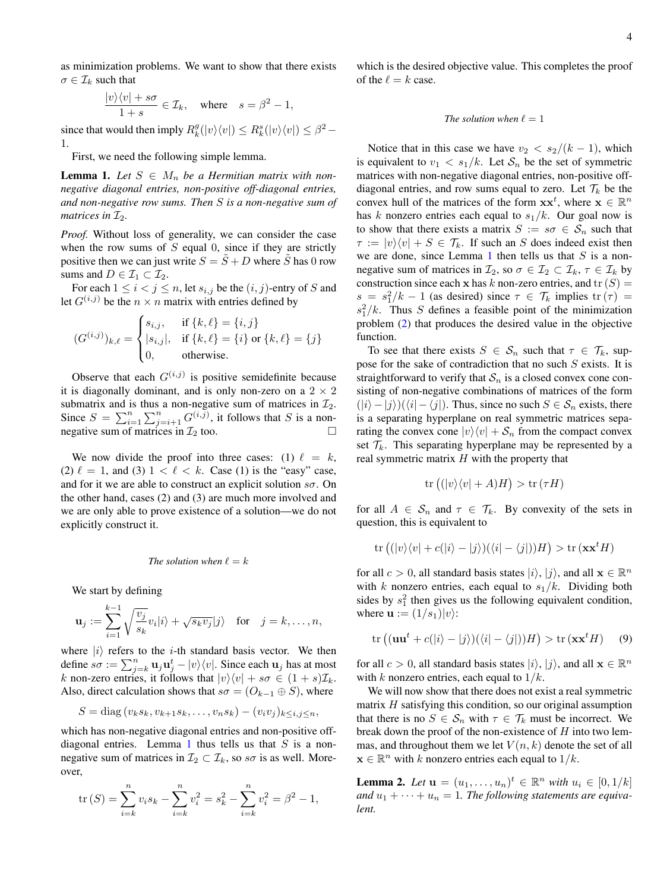as minimization problems. We want to show that there exists $\sigma \in \mathcal{I}_k$ such that

$$\frac{|v\rangle\langle v| + s\sigma}{1+s} \in \mathcal{I}_k, \quad \text{where} \quad s = \beta^2 - 1,$$

since that would then imply $R_k^g(|v\rangle\langle v|) \leq R_k^s(|v\rangle\langle v|) \leq \beta^2 - 1$.

First, we need the following simple lemma.

**Lemma 1.** *Let $S \in M_n$ be a Hermitian matrix with non-negative diagonal entries, non-positive off-diagonal entries, and non-negative row sums. Then $S$ is a non-negative sum of matrices in $\mathcal{I}_2$.*

*Proof.* Without loss of generality, we can consider the case when the row sums of $S$ equal 0, since if they are strictly positive then we can just write $S = \tilde{S} + D$ where $\tilde{S}$ has 0 row sums and $D \in \mathcal{I}_1 \subset \mathcal{I}_2$.

For each $1 \leq i < j \leq n$, let $s_{i,j}$ be the $(i,j)$-entry of $S$ and let $G^{(i,j)}$ be the $n \times n$ matrix with entries defined by

$$(G^{(i,j)})_{k,\ell} = \begin{cases} s_{i,j}, & \text{if } \{k,\ell\} = \{i,j\} \\ |s_{i,j}|, & \text{if } \{k,\ell\} = \{i\} \text{ or } \{k,\ell\} = \{j\} \\ 0, & \text{otherwise.} \end{cases}$$

Observe that each $G^{(i,j)}$ is positive semidefinite because it is diagonally dominant, and is only non-zero on a $2 \times 2$ submatrix and is thus a non-negative sum of matrices in $\mathcal{I}_2$. Since $S = \sum_{i=1}^n \sum_{j=i+1}^n G^{(i,j)}$, it follows that $S$ is a non-negative sum of matrices in $\mathcal{I}_2$ too. □

We now divide the proof into three cases: (1) $\ell = k$, (2) $\ell = 1$, and (3) $1 < \ell < k$. Case (1) is the "easy" case, and for it we are able to construct an explicit solution $s\sigma$. On the other hand, cases (2) and (3) are much more involved and we are only able to prove existence of a solution—we do not explicitly construct it.

### *The solution when $\ell = k$*

We start by defining

$$\mathbf{u}_j := \sum_{i=1}^{k-1} \sqrt{\frac{v_j}{s_k}} v_i |i\rangle + \sqrt{s_k v_j} |j\rangle \quad \text{for} \quad j = k, \ldots, n,$$

where $|i\rangle$ refers to the $i$-th standard basis vector. We then define $s\sigma := \sum_{j=k}^n \mathbf{u}_j \mathbf{u}_j^t - |v\rangle\langle v|$. Since each $\mathbf{u}_j$ has at most $k$ non-zero entries, it follows that $|v\rangle\langle v| + s\sigma \in (1+s)\mathcal{I}_k$. Also, direct calculation shows that $s\sigma = (O_{k-1} \oplus S)$, where

$$S = \mathrm{diag}\,(v_k s_k, v_{k+1} s_k, \ldots, v_n s_k) - (v_i v_j)_{k \leq i,j \leq n},$$

which has non-negative diagonal entries and non-positive off-diagonal entries. Lemma 1 thus tells us that $S$ is a non-negative sum of matrices in $\mathcal{I}_2 \subset \mathcal{I}_k$, so $s\sigma$ is as well. Moreover,

$$\mathrm{tr}\,(S) = \sum_{i=k}^n v_i s_k - \sum_{i=k}^n v_i^2 = s_k^2 - \sum_{i=k}^n v_i^2 = \beta^2 - 1,$$

which is the desired objective value. This completes the proof of the $\ell = k$ case.

### *The solution when $\ell = 1$*

Notice that in this case we have $v_2 < s_2/(k-1)$, which is equivalent to $v_1 < s_1/k$. Let $\mathcal{S}_n$ be the set of symmetric matrices with non-negative diagonal entries, non-positive off-diagonal entries, and row sums equal to zero. Let $\mathcal{T}_k$ be the convex hull of the matrices of the form $\mathbf{x}\mathbf{x}^t$, where $\mathbf{x} \in \mathbb{R}^n$ has $k$ nonzero entries each equal to $s_1/k$. Our goal now is to show that there exists a matrix $S := s\sigma \in \mathcal{S}_n$ such that $\tau := |v\rangle\langle v| + S \in \mathcal{T}_k$. If such an $S$ does indeed exist then we are done, since Lemma 1 then tells us that $S$ is a non-negative sum of matrices in $\mathcal{I}_2$, so $\sigma \in \mathcal{I}_2 \subset \mathcal{I}_k$, $\tau \in \mathcal{I}_k$ by construction since each $\mathbf{x}$ has $k$ non-zero entries, and $\mathrm{tr}\,(S) = s = s_1^2/k - 1$ (as desired) since $\tau \in \mathcal{T}_k$ implies $\mathrm{tr}\,(\tau) = s_1^2/k$. Thus $S$ defines a feasible point of the minimization problem (2) that produces the desired value in the objective function.

To see that there exists $S \in \mathcal{S}_n$ such that $\tau \in \mathcal{T}_k$, suppose for the sake of contradiction that no such $S$ exists. It is straightforward to verify that $\mathcal{S}_n$ is a closed convex cone consisting of non-negative combinations of matrices of the form $(|i\rangle - |j\rangle)(\langle i| - \langle j|)$. Thus, since no such $S \in \mathcal{S}_n$ exists, there is a separating hyperplane on real symmetric matrices separating the convex cone $|v\rangle\langle v| + \mathcal{S}_n$ from the compact convex set $\mathcal{T}_k$. This separating hyperplane may be represented by a real symmetric matrix $H$ with the property that

$$\mathrm{tr}\,\big((|v\rangle\langle v| + A)H\big) > \mathrm{tr}\,(\tau H)$$

for all $A \in \mathcal{S}_n$ and $\tau \in \mathcal{T}_k$. By convexity of the sets in question, this is equivalent to

$$\mathrm{tr}\,\big((|v\rangle\langle v| + c(|i\rangle - |j\rangle)(\langle i| - \langle j|))H\big) > \mathrm{tr}\,(\mathbf{x}\mathbf{x}^t H)$$

for all $c > 0$, all standard basis states $|i\rangle$, $|j\rangle$, and all $\mathbf{x} \in \mathbb{R}^n$ with $k$ nonzero entries, each equal to $s_1/k$. Dividing both sides by $s_1^2$ then gives us the following equivalent condition, where $\mathbf{u} := (1/s_1)|v\rangle$:

$$\mathrm{tr}\,\big((\mathbf{u}\mathbf{u}^t + c(|i\rangle - |j\rangle)(\langle i| - \langle j|))H\big) > \mathrm{tr}\,(\mathbf{x}\mathbf{x}^t H) \qquad (9)$$

for all $c > 0$, all standard basis states $|i\rangle$, $|j\rangle$, and all $\mathbf{x} \in \mathbb{R}^n$ with $k$ nonzero entries, each equal to $1/k$.

We will now show that there does not exist a real symmetric matrix $H$ satisfying this condition, so our original assumption that there is no $S \in \mathcal{S}_n$ with $\tau \in \mathcal{T}_k$ must be incorrect. We break down the proof of the non-existence of $H$ into two lemmas, and throughout them we let $V(n,k)$ denote the set of all $\mathbf{x} \in \mathbb{R}^n$ with $k$ nonzero entries each equal to $1/k$.

**Lemma 2.** *Let $\mathbf{u} = (u_1, \ldots, u_n)^t \in \mathbb{R}^n$ with $u_i \in [0, 1/k]$ and $u_1 + \cdots + u_n = 1$. The following statements are equivalent.*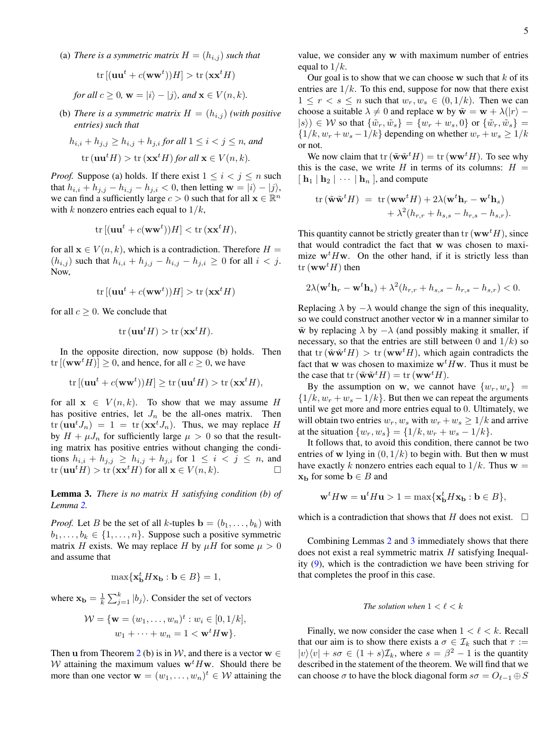(a) *There is a symmetric matrix* $H = (h_{i,j})$ *such that*

$$\mathrm{tr}\,[(\mathbf{u}\mathbf{u}^t + c(\mathbf{w}\mathbf{w}^t))H] > \mathrm{tr}\,(\mathbf{x}\mathbf{x}^t H)$$

*for all* $c \geq 0$, $\mathbf{w} = |i\rangle - |j\rangle$, *and* $\mathbf{x} \in V(n,k)$.

(b) *There is a symmetric matrix* $H = (h_{i,j})$ *(with positive entries) such that*

$$h_{i,i} + h_{j,j} \geq h_{i,j} + h_{j,i} \text{ for all } 1 \leq i < j \leq n, \text{ and}$$
$$\mathrm{tr}\,(\mathbf{u}\mathbf{u}^t H) > \mathrm{tr}\,(\mathbf{x}\mathbf{x}^t H) \text{ for all } \mathbf{x} \in V(n,k).$$

*Proof.* Suppose (a) holds. If there exist $1 \leq i < j \leq n$ such that $h_{i,i} + h_{j,j} - h_{i,j} - h_{j,i} < 0$, then letting $\mathbf{w} = |i\rangle - |j\rangle$, we can find a sufficiently large $c > 0$ such that for all $\mathbf{x} \in \mathbb{R}^n$ with $k$ nonzero entries each equal to $1/k$,

$$\mathrm{tr}\,[(\mathbf{u}\mathbf{u}^t + c(\mathbf{w}\mathbf{w}^t))H] < \mathrm{tr}\,(\mathbf{x}\mathbf{x}^t H),$$

for all $\mathbf{x} \in V(n,k)$, which is a contradiction. Therefore $H = (h_{i,j})$ such that $h_{i,i} + h_{j,j} - h_{i,j} - h_{j,i} \geq 0$ for all $i < j$. Now,

$$\mathrm{tr}\,[(\mathbf{u}\mathbf{u}^t + c(\mathbf{w}\mathbf{w}^t))H] > \mathrm{tr}\,(\mathbf{x}\mathbf{x}^t H)$$

for all $c \geq 0$. We conclude that

$$\mathrm{tr}\,(\mathbf{u}\mathbf{u}^t H) > \mathrm{tr}\,(\mathbf{x}\mathbf{x}^t H).$$

In the opposite direction, now suppose (b) holds. Then $\mathrm{tr}\,[(\mathbf{w}\mathbf{w}^t H)] \geq 0$, and hence, for all $c \geq 0$, we have

$$\mathrm{tr}\,[(\mathbf{u}\mathbf{u}^t + c(\mathbf{w}\mathbf{w}^t))H] \geq \mathrm{tr}\,(\mathbf{u}\mathbf{u}^t H) > \mathrm{tr}\,(\mathbf{x}\mathbf{x}^t H),$$

for all $\mathbf{x} \in V(n,k)$. To show that we may assume $H$ has positive entries, let $J_n$ be the all-ones matrix. Then $\mathrm{tr}\,(\mathbf{u}\mathbf{u}^t J_n) = 1 = \mathrm{tr}\,(\mathbf{x}\mathbf{x}^t J_n)$. Thus, we may replace $H$ by $H + \mu J_n$ for sufficiently large $\mu > 0$ so that the resulting matrix has positive entries without changing the conditions $h_{i,i} + h_{j,j} \geq h_{i,j} + h_{j,i}$ for $1 \leq i < j \leq n$, and $\mathrm{tr}\,(\mathbf{u}\mathbf{u}^t H) > \mathrm{tr}\,(\mathbf{x}\mathbf{x}^t H)$ for all $\mathbf{x} \in V(n,k)$. □

**Lemma 3.** *There is no matrix $H$ satisfying condition (b) of Lemma 2.*

*Proof.* Let $B$ be the set of all $k$-tuples $\mathbf{b} = (b_1, \ldots, b_k)$ with $b_1, \ldots, b_k \in \{1, \ldots, n\}$. Suppose such a positive symmetric matrix $H$ exists. We may replace $H$ by $\mu H$ for some $\mu > 0$ and assume that

$$\max\{\mathbf{x}_\mathbf{b}^t H \mathbf{x}_\mathbf{b} : \mathbf{b} \in B\} = 1,$$

where $\mathbf{x}_\mathbf{b} = \frac{1}{k}\sum_{j=1}^k |b_j\rangle$. Consider the set of vectors

$$\mathcal{W} = \{\mathbf{w} = (w_1, \ldots, w_n)^t : w_i \in [0, 1/k],$$
$$w_1 + \cdots + w_n = 1 < \mathbf{w}^t H \mathbf{w}\}.$$

Then $\mathbf{u}$ from Theorem 2 (b) is in $\mathcal{W}$, and there is a vector $\mathbf{w} \in \mathcal{W}$ attaining the maximum values $\mathbf{w}^t H \mathbf{w}$. Should there be more than one vector $\mathbf{w} = (w_1, \ldots, w_n)^t \in \mathcal{W}$ attaining the value, we consider any $\mathbf{w}$ with maximum number of entries equal to $1/k$.

Our goal is to show that we can choose $\mathbf{w}$ such that $k$ of its entries are $1/k$. To this end, suppose for now that there exist $1 \leq r < s \leq n$ such that $w_r, w_s \in (0, 1/k)$. Then we can choose a suitable $\lambda \neq 0$ and replace $\mathbf{w}$ by $\tilde{\mathbf{w}} = \mathbf{w} + \lambda(|r\rangle - |s\rangle) \in \mathcal{W}$ so that $\{\tilde{w}_r, \tilde{w}_s\} = \{w_r + w_s, 0\}$ or $\{\tilde{w}_r, \tilde{w}_s\} = \{1/k, w_r + w_s - 1/k\}$ depending on whether $w_r + w_s \geq 1/k$ or not.

We now claim that $\mathrm{tr}\,(\tilde{\mathbf{w}}\tilde{\mathbf{w}}^t H) = \mathrm{tr}\,(\mathbf{w}\mathbf{w}^t H)$. To see why this is the case, we write $H$ in terms of its columns: $H = [\,\mathbf{h}_1 \mid \mathbf{h}_2 \mid \cdots \mid \mathbf{h}_n\,]$, and compute

$$\begin{aligned}\mathrm{tr}\,(\tilde{\mathbf{w}}\tilde{\mathbf{w}}^t H) &= \mathrm{tr}\,(\mathbf{w}\mathbf{w}^t H) + 2\lambda(\mathbf{w}^t\mathbf{h}_r - \mathbf{w}^t\mathbf{h}_s) \\ &\quad + \lambda^2(h_{r,r} + h_{s,s} - h_{r,s} - h_{s,r}).\end{aligned}$$

This quantity cannot be strictly greater than $\mathrm{tr}\,(\mathbf{w}\mathbf{w}^t H)$, since that would contradict the fact that $\mathbf{w}$ was chosen to maximize $\mathbf{w}^t H \mathbf{w}$. On the other hand, if it is strictly less than $\mathrm{tr}\,(\mathbf{w}\mathbf{w}^t H)$ then

$$2\lambda(\mathbf{w}^t\mathbf{h}_r - \mathbf{w}^t\mathbf{h}_s) + \lambda^2(h_{r,r} + h_{s,s} - h_{r,s} - h_{s,r}) < 0.$$

Replacing $\lambda$ by $-\lambda$ would change the sign of this inequality, so we could construct another vector $\hat{\mathbf{w}}$ in a manner similar to $\tilde{\mathbf{w}}$ by replacing $\lambda$ by $-\lambda$ (and possibly making it smaller, if necessary, so that the entries are still between 0 and $1/k$) so that $\mathrm{tr}\,(\hat{\mathbf{w}}\hat{\mathbf{w}}^t H) > \mathrm{tr}\,(\mathbf{w}\mathbf{w}^t H)$, which again contradicts the fact that $\mathbf{w}$ was chosen to maximize $\mathbf{w}^t H \mathbf{w}$. Thus it must be the case that $\mathrm{tr}\,(\tilde{\mathbf{w}}\tilde{\mathbf{w}}^t H) = \mathrm{tr}\,(\mathbf{w}\mathbf{w}^t H)$.

By the assumption on $\mathbf{w}$, we cannot have $\{w_r, w_s\} = \{1/k, w_r + w_s - 1/k\}$. But then we can repeat the arguments until we get more and more entries equal to 0. Ultimately, we will obtain two entries $w_r, w_s$ with $w_r + w_s \geq 1/k$ and arrive at the situation $\{w_r, w_s\} = \{1/k, w_r + w_s - 1/k\}$.

It follows that, to avoid this condition, there cannot be two entries of $\mathbf{w}$ lying in $(0, 1/k)$ to begin with. But then $\mathbf{w}$ must have exactly $k$ nonzero entries each equal to $1/k$. Thus $\mathbf{w} = \mathbf{x}_\mathbf{b}$ for some $\mathbf{b} \in B$ and

$$\mathbf{w}^t H \mathbf{w} = \mathbf{u}^t H \mathbf{u} > 1 = \max\{\mathbf{x}_\mathbf{b}^t H \mathbf{x}_\mathbf{b} : \mathbf{b} \in B\},$$

which is a contradiction that shows that $H$ does not exist. □

Combining Lemmas 2 and 3 immediately shows that there does not exist a real symmetric matrix $H$ satisfying Inequality (9), which is the contradiction we have been striving for that completes the proof in this case.

### *The solution when $1 < \ell < k$*

Finally, we now consider the case when $1 < \ell < k$. Recall that our aim is to show there exists a $\sigma \in \mathcal{I}_k$ such that $\tau := |v\rangle\langle v| + s\sigma \in (1+s)\mathcal{I}_k$, where $s = \beta^2 - 1$ is the quantity described in the statement of the theorem. We will find that we can choose $\sigma$ to have the block diagonal form $s\sigma = O_{\ell-1} \oplus S$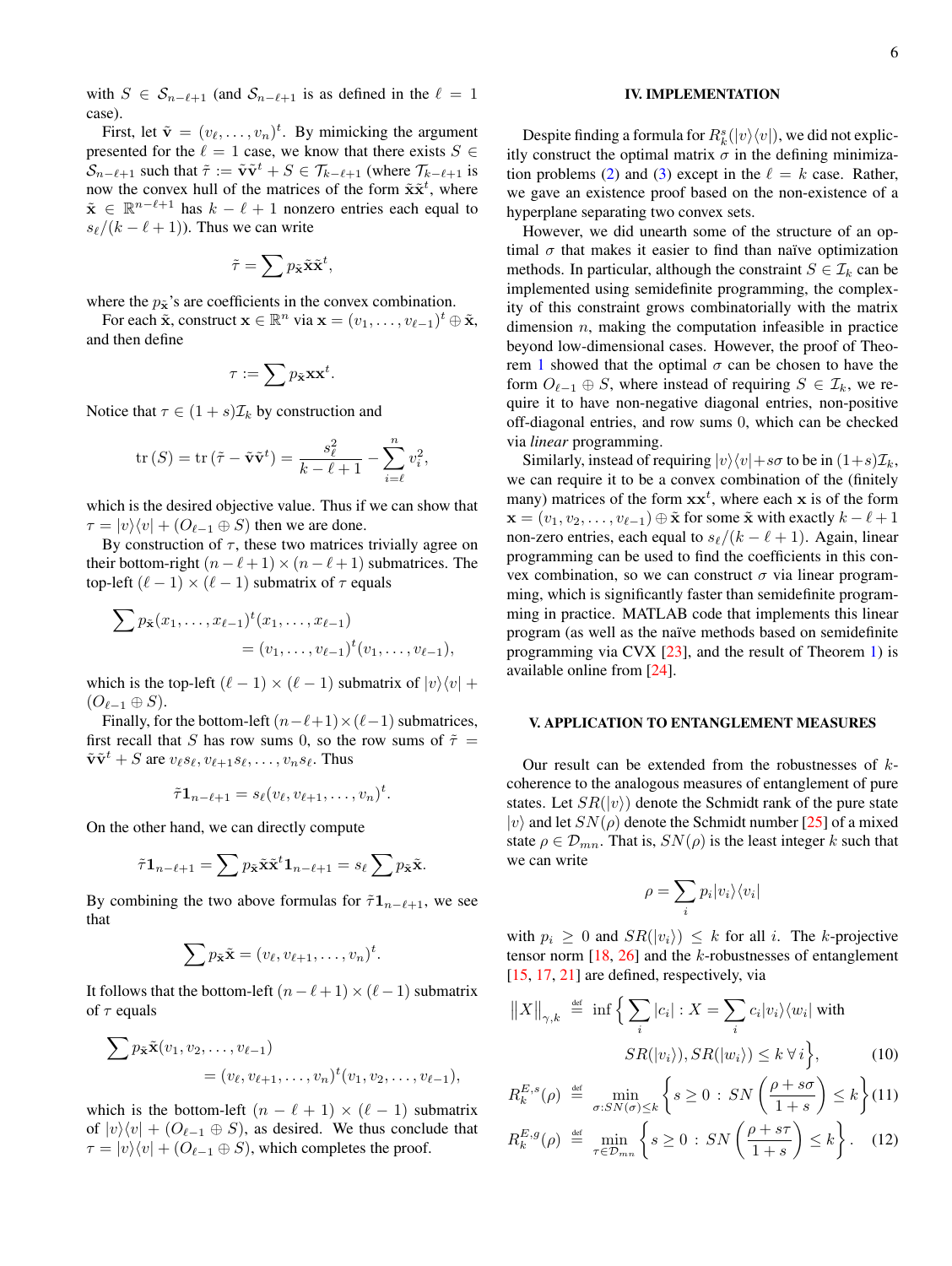with $S \in \mathcal{S}_{n-\ell+1}$ (and $\mathcal{S}_{n-\ell+1}$ is as defined in the $\ell = 1$ case).

First, let $\tilde{\mathbf{v}} = (v_\ell, \ldots, v_n)^t$. By mimicking the argument presented for the $\ell = 1$ case, we know that there exists $S \in \mathcal{S}_{n-\ell+1}$ such that $\tilde{\tau} := \tilde{\mathbf{v}}\tilde{\mathbf{v}}^t + S \in \mathcal{T}_{k-\ell+1}$ (where $\mathcal{T}_{k-\ell+1}$ is now the convex hull of the matrices of the form $\tilde{\mathbf{x}}\tilde{\mathbf{x}}^t$, where $\tilde{\mathbf{x}} \in \mathbb{R}^{n-\ell+1}$ has $k - \ell + 1$ nonzero entries each equal to $s_\ell/(k - \ell + 1)$). Thus we can write

$$\tilde{\tau} = \sum p_{\tilde{\mathbf{x}}} \tilde{\mathbf{x}}\tilde{\mathbf{x}}^t,$$

where the $p_{\tilde{\mathbf{x}}}$'s are coefficients in the convex combination.

For each $\tilde{\mathbf{x}}$, construct $\mathbf{x} \in \mathbb{R}^n$ via $\mathbf{x} = (v_1, \ldots, v_{\ell-1})^t \oplus \tilde{\mathbf{x}}$, and then define

$$\tau := \sum p_{\tilde{\mathbf{x}}} \mathbf{x}\mathbf{x}^t.$$

Notice that $\tau \in (1+s)\mathcal{I}_k$ by construction and

$$\mathrm{tr}\,(S) = \mathrm{tr}\,(\tilde{\tau} - \tilde{\mathbf{v}}\tilde{\mathbf{v}}^t) = \frac{s_\ell^2}{k - \ell + 1} - \sum_{i=\ell}^{n} v_i^2,$$

which is the desired objective value. Thus if we can show that $\tau = |v\rangle\langle v| + (O_{\ell-1} \oplus S)$ then we are done.

By construction of $\tau$, these two matrices trivially agree on their bottom-right $(n-\ell+1)\times(n-\ell+1)$ submatrices. The top-left $(\ell-1)\times(\ell-1)$ submatrix of $\tau$ equals

$$\begin{aligned}\sum p_{\tilde{\mathbf{x}}} (x_1, \ldots, x_{\ell-1})^t (x_1, \ldots, x_{\ell-1}) \\ = (v_1, \ldots, v_{\ell-1})^t (v_1, \ldots, v_{\ell-1}),\end{aligned}$$

which is the top-left $(\ell-1)\times(\ell-1)$ submatrix of $|v\rangle\langle v| + (O_{\ell-1} \oplus S)$.

Finally, for the bottom-left $(n-\ell+1)\times(\ell-1)$ submatrices, first recall that $S$ has row sums 0, so the row sums of $\tilde{\tau} = \tilde{\mathbf{v}}\tilde{\mathbf{v}}^t + S$ are $v_\ell s_\ell, v_{\ell+1}s_\ell, \ldots, v_n s_\ell$. Thus

$$\tilde{\tau}\mathbf{1}_{n-\ell+1} = s_\ell (v_\ell, v_{\ell+1}, \ldots, v_n)^t.$$

On the other hand, we can directly compute

$$\tilde{\tau}\mathbf{1}_{n-\ell+1} = \sum p_{\tilde{\mathbf{x}}} \tilde{\mathbf{x}}\tilde{\mathbf{x}}^t \mathbf{1}_{n-\ell+1} = s_\ell \sum p_{\tilde{\mathbf{x}}} \tilde{\mathbf{x}}.$$

By combining the two above formulas for $\tilde{\tau}\mathbf{1}_{n-\ell+1}$, we see that

$$\sum p_{\tilde{\mathbf{x}}} \tilde{\mathbf{x}} = (v_\ell, v_{\ell+1}, \ldots, v_n)^t.$$

It follows that the bottom-left $(n-\ell+1)\times(\ell-1)$ submatrix of $\tau$ equals

$$\begin{aligned}\sum p_{\tilde{\mathbf{x}}} \tilde{\mathbf{x}} (v_1, v_2, \ldots, v_{\ell-1}) \\ = (v_\ell, v_{\ell+1}, \ldots, v_n)^t (v_1, v_2, \ldots, v_{\ell-1}),\end{aligned}$$

which is the bottom-left $(n-\ell+1)\times(\ell-1)$ submatrix of $|v\rangle\langle v| + (O_{\ell-1} \oplus S)$, as desired. We thus conclude that $\tau = |v\rangle\langle v| + (O_{\ell-1} \oplus S)$, which completes the proof.

## IV. Implementation

Despite finding a formula for $R_k^s(|v\rangle\langle v|)$, we did not explicitly construct the optimal matrix $\sigma$ in the defining minimization problems (2) and (3) except in the $\ell = k$ case. Rather, we gave an existence proof based on the non-existence of a hyperplane separating two convex sets.

However, we did unearth some of the structure of an optimal $\sigma$ that makes it easier to find than naïve optimization methods. In particular, although the constraint $S \in \mathcal{I}_k$ can be implemented using semidefinite programming, the complexity of this constraint grows combinatorially with the matrix dimension $n$, making the computation infeasible in practice beyond low-dimensional cases. However, the proof of Theorem 1 showed that the optimal $\sigma$ can be chosen to have the form $O_{\ell-1} \oplus S$, where instead of requiring $S \in \mathcal{I}_k$, we require it to have non-negative diagonal entries, non-positive off-diagonal entries, and row sums 0, which can be checked via *linear* programming.

Similarly, instead of requiring $|v\rangle\langle v| + s\sigma$ to be in $(1+s)\mathcal{I}_k$, we can require it to be a convex combination of the (finitely many) matrices of the form $\mathbf{x}\mathbf{x}^t$, where each $\mathbf{x}$ is of the form $\mathbf{x} = (v_1, v_2, \ldots, v_{\ell-1}) \oplus \tilde{\mathbf{x}}$ for some $\tilde{\mathbf{x}}$ with exactly $k - \ell + 1$ non-zero entries, each equal to $s_\ell/(k - \ell + 1)$. Again, linear programming can be used to find the coefficients in this convex combination, so we can construct $\sigma$ via linear programming, which is significantly faster than semidefinite programming in practice. MATLAB code that implements this linear program (as well as the naïve methods based on semidefinite programming via CVX [23], and the result of Theorem 1) is available online from [24].

## V. Application to Entanglement Measures

Our result can be extended from the robustnesses of $k$-coherence to the analogous measures of entanglement of pure states. Let $SR(|v\rangle)$ denote the Schmidt rank of the pure state $|v\rangle$ and let $SN(\rho)$ denote the Schmidt number [25] of a mixed state $\rho \in \mathcal{D}_{mn}$. That is, $SN(\rho)$ is the least integer $k$ such that we can write

$$\rho = \sum_i p_i |v_i\rangle\langle v_i|$$

with $p_i \geq 0$ and $SR(|v_i\rangle) \leq k$ for all $i$. The $k$-projective tensor norm [18, 26] and the $k$-robustnesses of entanglement [15, 17, 21] are defined, respectively, via

$$\begin{aligned}\big\|X\big\|_{\gamma,k} &\stackrel{\text{def}}{=} \inf\Big\{ \sum_i |c_i| : X = \sum_i c_i |v_i\rangle\langle w_i| \text{ with} \\ &\qquad\qquad SR(|v_i\rangle), SR(|w_i\rangle) \leq k \;\forall\, i \Big\}, \qquad (10)\\ R_k^{E,s}(\rho) &\stackrel{\text{def}}{=} \min_{\sigma : SN(\sigma) \leq k} \left\{ s \geq 0 \,:\, SN\left(\frac{\rho + s\sigma}{1+s}\right) \leq k \right\} \quad (11)\\ R_k^{E,g}(\rho) &\stackrel{\text{def}}{=} \min_{\tau \in \mathcal{D}_{mn}} \left\{ s \geq 0 \,:\, SN\left(\frac{\rho + s\tau}{1+s}\right) \leq k \right\}. \quad (12)\end{aligned}$$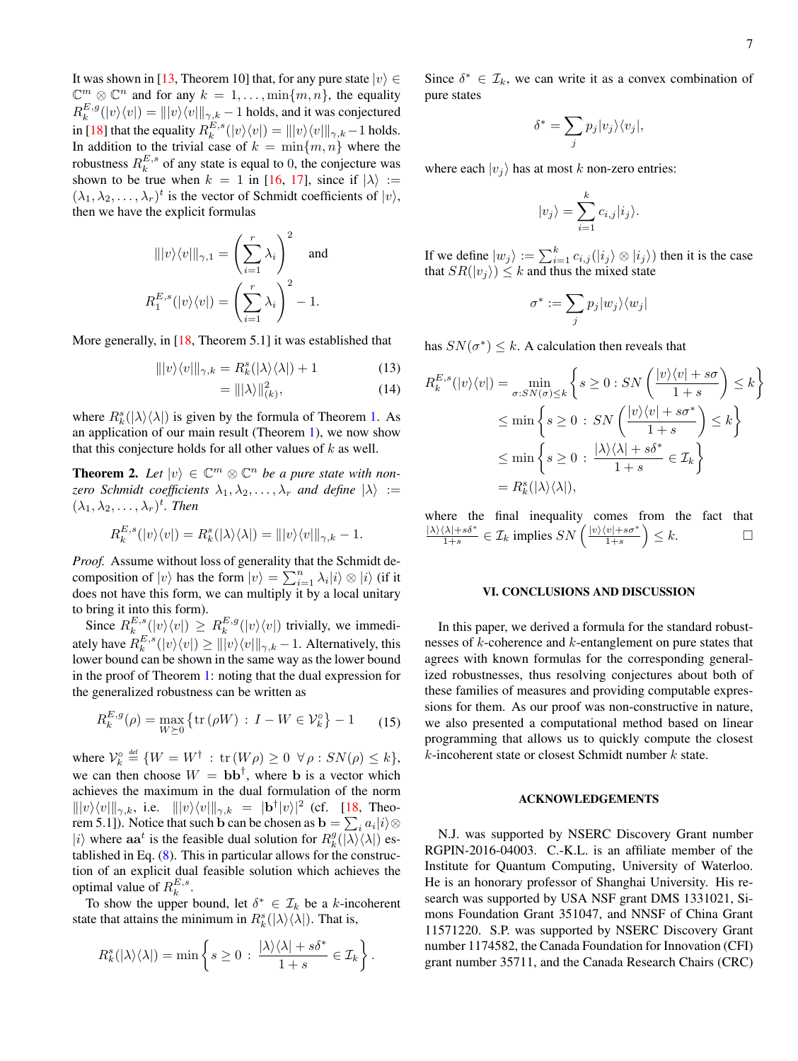It was shown in [13, Theorem 10] that, for any pure state $|v\rangle \in \mathbb{C}^m \otimes \mathbb{C}^n$ and for any $k = 1, \ldots, \min\{m, n\}$, the equality $R_k^{E,g}(|v\rangle\langle v|) = \||v\rangle\langle v|\|_{\gamma,k} - 1$ holds, and it was conjectured in [18] that the equality $R_k^{E,s}(|v\rangle\langle v|) = \||v\rangle\langle v|\|_{\gamma,k} - 1$ holds. In addition to the trivial case of $k = \min\{m, n\}$ where the robustness $R_k^{E,s}$ of any state is equal to 0, the conjecture was shown to be true when $k = 1$ in [16, 17], since if $|\lambda\rangle := (\lambda_1, \lambda_2, \ldots, \lambda_r)^t$ is the vector of Schmidt coefficients of $|v\rangle$, then we have the explicit formulas

$$\||v\rangle\langle v|\|_{\gamma,1} = \left(\sum_{i=1}^{r} \lambda_i\right)^2 \quad \text{and}$$

$$R_1^{E,s}(|v\rangle\langle v|) = \left(\sum_{i=1}^{r} \lambda_i\right)^2 - 1.$$

More generally, in [18, Theorem 5.1] it was established that

$$\||v\rangle\langle v|\|_{\gamma,k} = R_k^s(|\lambda\rangle\langle\lambda|) + 1 \tag{13}$$

$$= \||\lambda\rangle\|_{(k)}^2, \tag{14}$$

where $R_k^s(|\lambda\rangle\langle\lambda|)$ is given by the formula of Theorem 1. As an application of our main result (Theorem 1), we now show that this conjecture holds for all other values of $k$ as well.

**Theorem 2.** *Let $|v\rangle \in \mathbb{C}^m \otimes \mathbb{C}^n$ be a pure state with non-zero Schmidt coefficients $\lambda_1, \lambda_2, \ldots, \lambda_r$ and define $|\lambda\rangle := (\lambda_1, \lambda_2, \ldots, \lambda_r)^t$. Then*

$$R_k^{E,s}(|v\rangle\langle v|) = R_k^s(|\lambda\rangle\langle\lambda|) = \||v\rangle\langle v|\|_{\gamma,k} - 1.$$

*Proof.* Assume without loss of generality that the Schmidt decomposition of $|v\rangle$ has the form $|v\rangle = \sum_{i=1}^n \lambda_i |i\rangle \otimes |i\rangle$ (if it does not have this form, we can multiply it by a local unitary to bring it into this form).

Since $R_k^{E,s}(|v\rangle\langle v|) \geq R_k^{E,g}(|v\rangle\langle v|)$ trivially, we immediately have $R_k^{E,s}(|v\rangle\langle v|) \geq \||v\rangle\langle v|\|_{\gamma,k} - 1$. Alternatively, this lower bound can be shown in the same way as the lower bound in the proof of Theorem 1: noting that the dual expression for the generalized robustness can be written as

$$R_k^{E,g}(\rho) = \max_{W \succeq 0} \left\{ \mathrm{tr}\,(\rho W) \,:\, I - W \in \mathcal{V}_k^\circ \right\} - 1 \tag{15}$$

where $\mathcal{V}_k^\circ \stackrel{\text{def}}{=} \{W = W^\dagger \,:\, \mathrm{tr}\,(W\rho) \geq 0 \ \forall\, \rho : SN(\rho) \leq k\}$, we can then choose $W = \mathbf{b}\mathbf{b}^\dagger$, where $\mathbf{b}$ is a vector which achieves the maximum in the dual formulation of the norm $\||v\rangle\langle v|\|_{\gamma,k}$, i.e. $\||v\rangle\langle v|\|_{\gamma,k} = |\mathbf{b}^\dagger |v\rangle|^2$ (cf. [18, Theorem 5.1]). Notice that such $\mathbf{b}$ can be chosen as $\mathbf{b} = \sum_i a_i |i\rangle \otimes |i\rangle$ where $\mathbf{a}\mathbf{a}^t$ is the feasible dual solution for $R_k^g(|\lambda\rangle\langle\lambda|)$ established in Eq. (8). This in particular allows for the construction of an explicit dual feasible solution which achieves the optimal value of $R_k^{E,s}$.

To show the upper bound, let $\delta^* \in \mathcal{I}_k$ be a $k$-incoherent state that attains the minimum in $R_k^s(|\lambda\rangle\langle\lambda|)$. That is,

$$R_k^s(|\lambda\rangle\langle\lambda|) = \min\left\{ s \geq 0 \,:\, \frac{|\lambda\rangle\langle\lambda| + s\delta^*}{1+s} \in \mathcal{I}_k \right\}.$$

Since $\delta^* \in \mathcal{I}_k$, we can write it as a convex combination of pure states

$$\delta^* = \sum_j p_j |v_j\rangle\langle v_j|,$$

where each $|v_j\rangle$ has at most $k$ non-zero entries:

$$|v_j\rangle = \sum_{i=1}^{k} c_{i,j} |i_j\rangle.$$

If we define $|w_j\rangle := \sum_{i=1}^k c_{i,j} (|i_j\rangle \otimes |i_j\rangle)$ then it is the case that $SR(|v_j\rangle) \leq k$ and thus the mixed state

$$\sigma^* := \sum_j p_j |w_j\rangle\langle w_j|$$

has $SN(\sigma^*) \leq k$. A calculation then reveals that

$$\begin{aligned}
R_k^{E,s}(|v\rangle\langle v|) &= \min_{\sigma : SN(\sigma) \leq k} \left\{ s \geq 0 : SN\left(\frac{|v\rangle\langle v| + s\sigma}{1+s}\right) \leq k \right\} \\
&\leq \min\left\{ s \geq 0 \,:\, SN\left(\frac{|v\rangle\langle v| + s\sigma^*}{1+s}\right) \leq k \right\} \\
&\leq \min\left\{ s \geq 0 \,:\, \frac{|\lambda\rangle\langle\lambda| + s\delta^*}{1+s} \in \mathcal{I}_k \right\} \\
&= R_k^s(|\lambda\rangle\langle\lambda|),
\end{aligned}$$

where the final inequality comes from the fact that $\frac{|\lambda\rangle\langle\lambda| + s\delta^*}{1+s} \in \mathcal{I}_k$ implies $SN\left(\frac{|v\rangle\langle v| + s\sigma^*}{1+s}\right) \leq k$. $\square$

## VI. CONCLUSIONS AND DISCUSSION

In this paper, we derived a formula for the standard robustnesses of $k$-coherence and $k$-entanglement on pure states that agrees with known formulas for the corresponding generalized robustnesses, thus resolving conjectures about both of these families of measures and providing computable expressions for them. As our proof was non-constructive in nature, we also presented a computational method based on linear programming that allows us to quickly compute the closest $k$-incoherent state or closest Schmidt number $k$ state.

## ACKNOWLEDGEMENTS

N.J. was supported by NSERC Discovery Grant number RGPIN-2016-04003. C.-K.L. is an affiliate member of the Institute for Quantum Computing, University of Waterloo. He is an honorary professor of Shanghai University. His research was supported by USA NSF grant DMS 1331021, Simons Foundation Grant 351047, and NNSF of China Grant 11571220. S.P. was supported by NSERC Discovery Grant number 1174582, the Canada Foundation for Innovation (CFI) grant number 35711, and the Canada Research Chairs (CRC)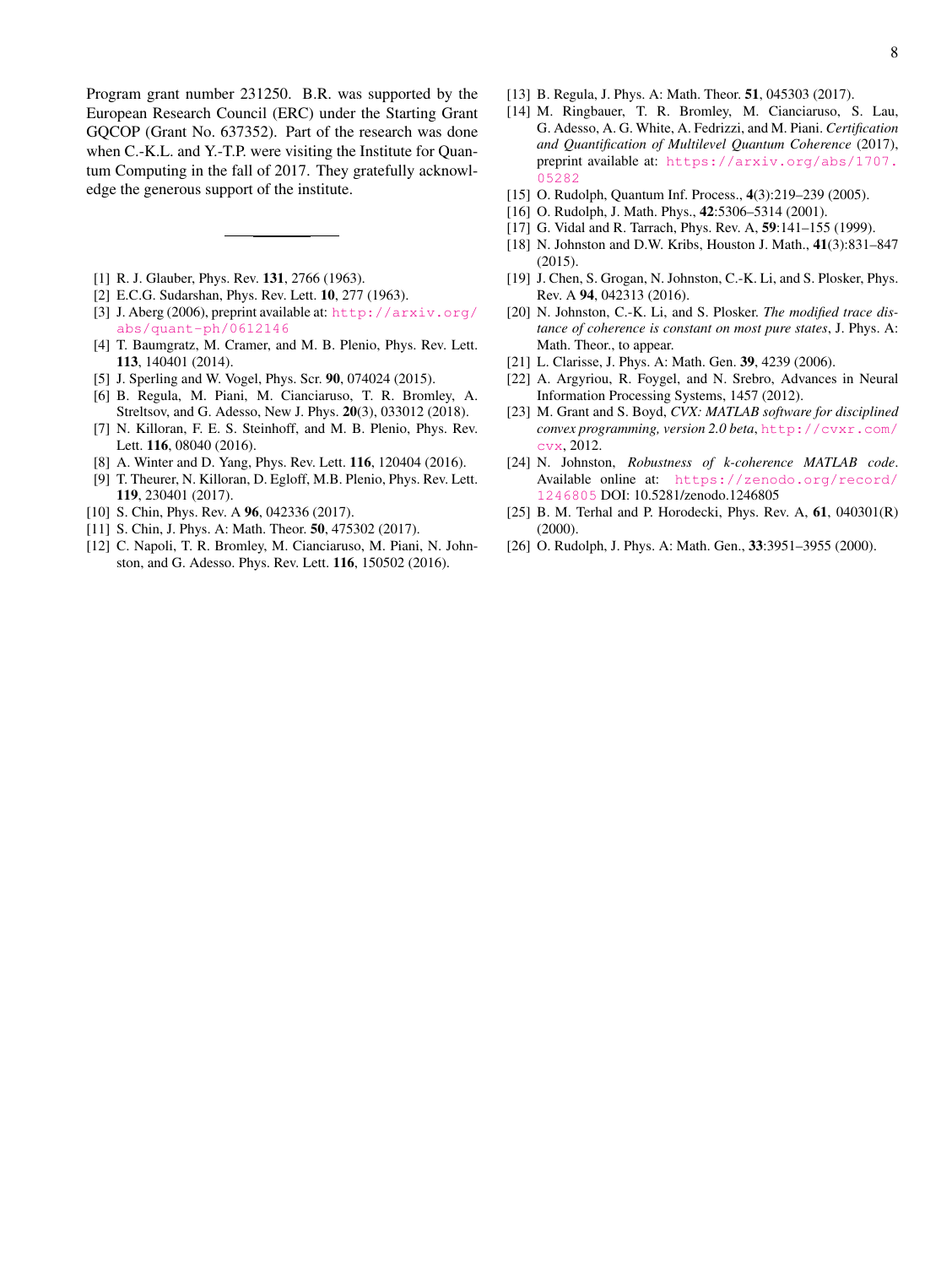Program grant number 231250. B.R. was supported by the European Research Council (ERC) under the Starting Grant GQCOP (Grant No. 637352). Part of the research was done when C.-K.L. and Y.-T.P. were visiting the Institute for Quantum Computing in the fall of 2017. They gratefully acknowledge the generous support of the institute.

---

[1] R. J. Glauber, Phys. Rev. **131**, 2766 (1963).

[2] E.C.G. Sudarshan, Phys. Rev. Lett. **10**, 277 (1963).

[3] J. Aberg (2006), preprint available at: http://arxiv.org/abs/quant-ph/0612146

[4] T. Baumgratz, M. Cramer, and M. B. Plenio, Phys. Rev. Lett. **113**, 140401 (2014).

[5] J. Sperling and W. Vogel, Phys. Scr. **90**, 074024 (2015).

[6] B. Regula, M. Piani, M. Cianciaruso, T. R. Bromley, A. Streltsov, and G. Adesso, New J. Phys. **20**(3), 033012 (2018).

[7] N. Killoran, F. E. S. Steinhoff, and M. B. Plenio, Phys. Rev. Lett. **116**, 08040 (2016).

[8] A. Winter and D. Yang, Phys. Rev. Lett. **116**, 120404 (2016).

[9] T. Theurer, N. Killoran, D. Egloff, M.B. Plenio, Phys. Rev. Lett. **119**, 230401 (2017).

[10] S. Chin, Phys. Rev. A **96**, 042336 (2017).

[11] S. Chin, J. Phys. A: Math. Theor. **50**, 475302 (2017).

[12] C. Napoli, T. R. Bromley, M. Cianciaruso, M. Piani, N. Johnston, and G. Adesso. Phys. Rev. Lett. **116**, 150502 (2016).

[13] B. Regula, J. Phys. A: Math. Theor. **51**, 045303 (2017).

[14] M. Ringbauer, T. R. Bromley, M. Cianciaruso, S. Lau, G. Adesso, A. G. White, A. Fedrizzi, and M. Piani. *Certification and Quantification of Multilevel Quantum Coherence* (2017), preprint available at: https://arxiv.org/abs/1707.05282

[15] O. Rudolph, Quantum Inf. Process., **4**(3):219–239 (2005).

[16] O. Rudolph, J. Math. Phys., **42**:5306–5314 (2001).

[17] G. Vidal and R. Tarrach, Phys. Rev. A, **59**:141–155 (1999).

[18] N. Johnston and D.W. Kribs, Houston J. Math., **41**(3):831–847 (2015).

[19] J. Chen, S. Grogan, N. Johnston, C.-K. Li, and S. Plosker, Phys. Rev. A **94**, 042313 (2016).

[20] N. Johnston, C.-K. Li, and S. Plosker. *The modified trace distance of coherence is constant on most pure states*, J. Phys. A: Math. Theor., to appear.

[21] L. Clarisse, J. Phys. A: Math. Gen. **39**, 4239 (2006).

[22] A. Argyriou, R. Foygel, and N. Srebro, Advances in Neural Information Processing Systems, 1457 (2012).

[23] M. Grant and S. Boyd, *CVX: MATLAB software for disciplined convex programming, version 2.0 beta*, http://cvxr.com/cvx, 2012.

[24] N. Johnston, *Robustness of k-coherence MATLAB code*. Available online at: https://zenodo.org/record/1246805 DOI: 10.5281/zenodo.1246805

[25] B. M. Terhal and P. Horodecki, Phys. Rev. A, **61**, 040301(R) (2000).

[26] O. Rudolph, J. Phys. A: Math. Gen., **33**:3951–3955 (2000).